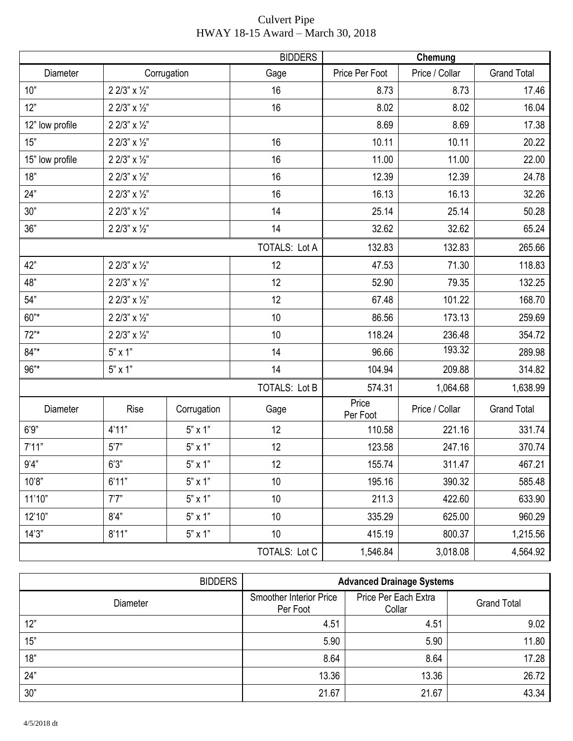# Culvert Pipe
## HWAY 18-15 Award – March 30, 2018

| | | | BIDDERS | Chemung | | |
|---|---|---|---|---|---|---|
| Diameter | Corrugation | | Gage | Price Per Foot | Price / Collar | Grand Total |
| 10" | 2 2/3" x ½" | | 16 | 8.73 | 8.73 | 17.46 |
| 12" | 2 2/3" x ½" | | 16 | 8.02 | 8.02 | 16.04 |
| 12" low profile | 2 2/3" x ½" | | | 8.69 | 8.69 | 17.38 |
| 15" | 2 2/3" x ½" | | 16 | 10.11 | 10.11 | 20.22 |
| 15" low profile | 2 2/3" x ½" | | 16 | 11.00 | 11.00 | 22.00 |
| 18" | 2 2/3" x ½" | | 16 | 12.39 | 12.39 | 24.78 |
| 24" | 2 2/3" x ½" | | 16 | 16.13 | 16.13 | 32.26 |
| 30" | 2 2/3" x ½" | | 14 | 25.14 | 25.14 | 50.28 |
| 36" | 2 2/3" x ½" | | 14 | 32.62 | 32.62 | 65.24 |
| | | | TOTALS: Lot A | 132.83 | 132.83 | 265.66 |
| 42" | 2 2/3" x ½" | | 12 | 47.53 | 71.30 | 118.83 |
| 48" | 2 2/3" x ½" | | 12 | 52.90 | 79.35 | 132.25 |
| 54" | 2 2/3" x ½" | | 12 | 67.48 | 101.22 | 168.70 |
| 60"* | 2 2/3" x ½" | | 10 | 86.56 | 173.13 | 259.69 |
| 72"* | 2 2/3" x ½" | | 10 | 118.24 | 236.48 | 354.72 |
| 84"* | 5" x 1" | | 14 | 96.66 | 193.32 | 289.98 |
| 96"* | 5" x 1" | | 14 | 104.94 | 209.88 | 314.82 |
| | | | TOTALS: Lot B | 574.31 | 1,064.68 | 1,638.99 |
| Diameter | Rise | Corrugation | Gage | Price Per Foot | Price / Collar | Grand Total |
| 6'9" | 4'11" | 5" x 1" | 12 | 110.58 | 221.16 | 331.74 |
| 7'11" | 5'7" | 5" x 1" | 12 | 123.58 | 247.16 | 370.74 |
| 9'4" | 6'3" | 5" x 1" | 12 | 155.74 | 311.47 | 467.21 |
| 10'8" | 6'11" | 5" x 1" | 10 | 195.16 | 390.32 | 585.48 |
| 11'10" | 7'7" | 5" x 1" | 10 | 211.3 | 422.60 | 633.90 |
| 12'10" | 8'4" | 5" x 1" | 10 | 335.29 | 625.00 | 960.29 |
| 14'3" | 8'11" | 5" x 1" | 10 | 415.19 | 800.37 | 1,215.56 |
| | | | TOTALS: Lot C | 1,546.84 | 3,018.08 | 4,564.92 |

| BIDDERS | Advanced Drainage Systems | | |
|---|---|---|---|
| Diameter | Smoother Interior Price Per Foot | Price Per Each Extra Collar | Grand Total |
| 12" | 4.51 | 4.51 | 9.02 |
| 15" | 5.90 | 5.90 | 11.80 |
| 18" | 8.64 | 8.64 | 17.28 |
| 24" | 13.36 | 13.36 | 26.72 |
| 30" | 21.67 | 21.67 | 43.34 |

4/5/2018 dt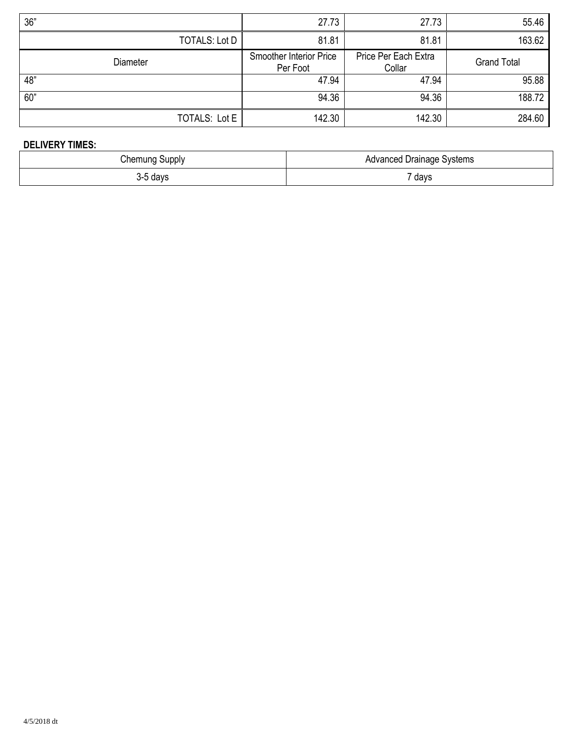| | | | |
|---|---|---|---|
| 36" | 27.73 | 27.73 | 55.46 |
| TOTALS: Lot D | 81.81 | 81.81 | 163.62 |

| Diameter | Smoother Interior Price Per Foot | Price Per Each Extra Collar | Grand Total |
|---|---|---|---|
| 48" | 47.94 | 47.94 | 95.88 |
| 60" | 94.36 | 94.36 | 188.72 |
| TOTALS: Lot E | 142.30 | 142.30 | 284.60 |

**DELIVERY TIMES:**

| Chemung Supply | Advanced Drainage Systems |
|---|---|
| 3-5 days | 7 days |

4/5/2018 dt